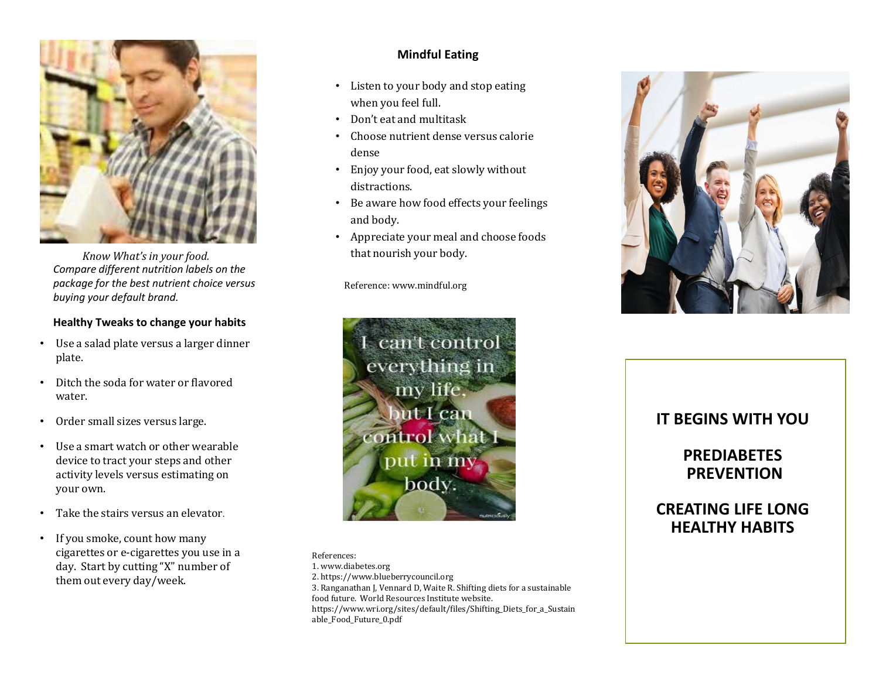*Know What's in your food.*
*Compare different nutrition labels on the package for the best nutrient choice versus buying your default brand.*

**Healthy Tweaks to change your habits**

- Use a salad plate versus a larger dinner plate.
- Ditch the soda for water or flavored water.
- Order small sizes versus large.
- Use a smart watch or other wearable device to tract your steps and other activity levels versus estimating on your own.
- Take the stairs versus an elevator.
- If you smoke, count how many cigarettes or e-cigarettes you use in a day. Start by cutting "X" number of them out every day/week.

## Mindful Eating

- Listen to your body and stop eating when you feel full.
- Don't eat and multitask
- Choose nutrient dense versus calorie dense
- Enjoy your food, eat slowly without distractions.
- Be aware how food effects your feelings and body.
- Appreciate your meal and choose foods that nourish your body.

Reference: www.mindful.org

I can't control everything in my life, but I can control what I put in my body.

References:
1. www.diabetes.org
2. https://www.blueberrycouncil.org
3. Ranganathan J, Vennard D, Waite R. Shifting diets for a sustainable food future. World Resources Institute website. https://www.wri.org/sites/default/files/Shifting_Diets_for_a_Sustainable_Food_Future_0.pdf

# IT BEGINS WITH YOU

# PREDIABETES PREVENTION

# CREATING LIFE LONG HEALTHY HABITS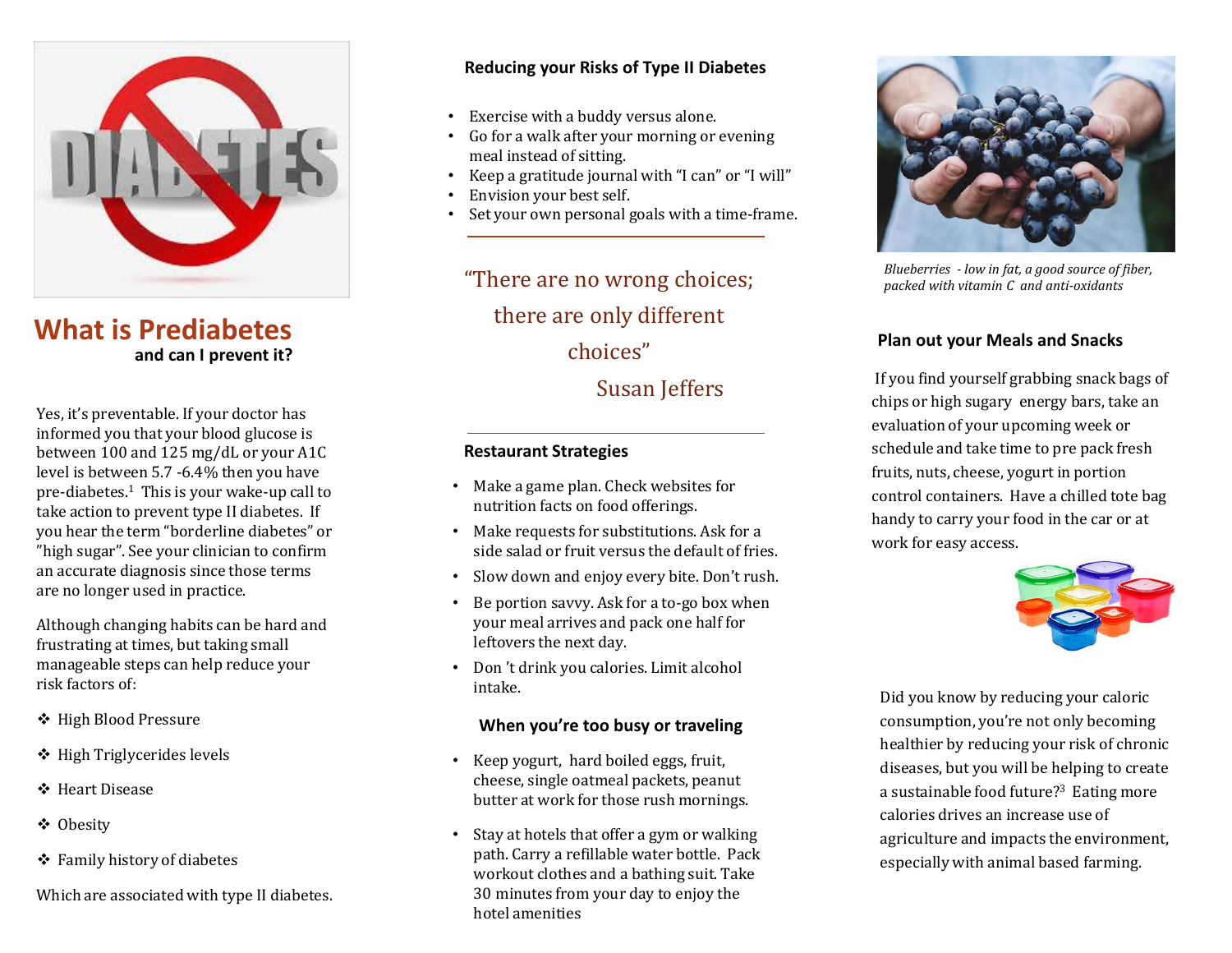# What is Prediabetes

**and can I prevent it?**

Yes, it's preventable. If your doctor has informed you that your blood glucose is between 100 and 125 mg/dL or your A1C level is between 5.7 -6.4% then you have pre-diabetes.[1] This is your wake-up call to take action to prevent type II diabetes. If you hear the term "borderline diabetes" or "high sugar". See your clinician to confirm an accurate diagnosis since those terms are no longer used in practice.

Although changing habits can be hard and frustrating at times, but taking small manageable steps can help reduce your risk factors of:

- High Blood Pressure
- High Triglycerides levels
- Heart Disease
- Obesity
- Family history of diabetes

Which are associated with type II diabetes.

### Reducing your Risks of Type II Diabetes

- Exercise with a buddy versus alone.
- Go for a walk after your morning or evening meal instead of sitting.
- Keep a gratitude journal with "I can" or "I will"
- Envision your best self.
- Set your own personal goals with a time-frame.

"There are no wrong choices; there are only different choices"

Susan Jeffers

### Restaurant Strategies

- Make a game plan. Check websites for nutrition facts on food offerings.
- Make requests for substitutions. Ask for a side salad or fruit versus the default of fries.
- Slow down and enjoy every bite. Don't rush.
- Be portion savvy. Ask for a to-go box when your meal arrives and pack one half for leftovers the next day.
- Don 't drink you calories. Limit alcohol intake.

### When you're too busy or traveling

- Keep yogurt, hard boiled eggs, fruit, cheese, single oatmeal packets, peanut butter at work for those rush mornings.
- Stay at hotels that offer a gym or walking path. Carry a refillable water bottle. Pack workout clothes and a bathing suit. Take 30 minutes from your day to enjoy the hotel amenities

*Blueberries - low in fat, a good source of fiber, packed with vitamin C and anti-oxidants*

### Plan out your Meals and Snacks

If you find yourself grabbing snack bags of chips or high sugary energy bars, take an evaluation of your upcoming week or schedule and take time to pre pack fresh fruits, nuts, cheese, yogurt in portion control containers. Have a chilled tote bag handy to carry your food in the car or at work for easy access.

Did you know by reducing your caloric consumption, you're not only becoming healthier by reducing your risk of chronic diseases, but you will be helping to create a sustainable food future?[3] Eating more calories drives an increase use of agriculture and impacts the environment, especially with animal based farming.